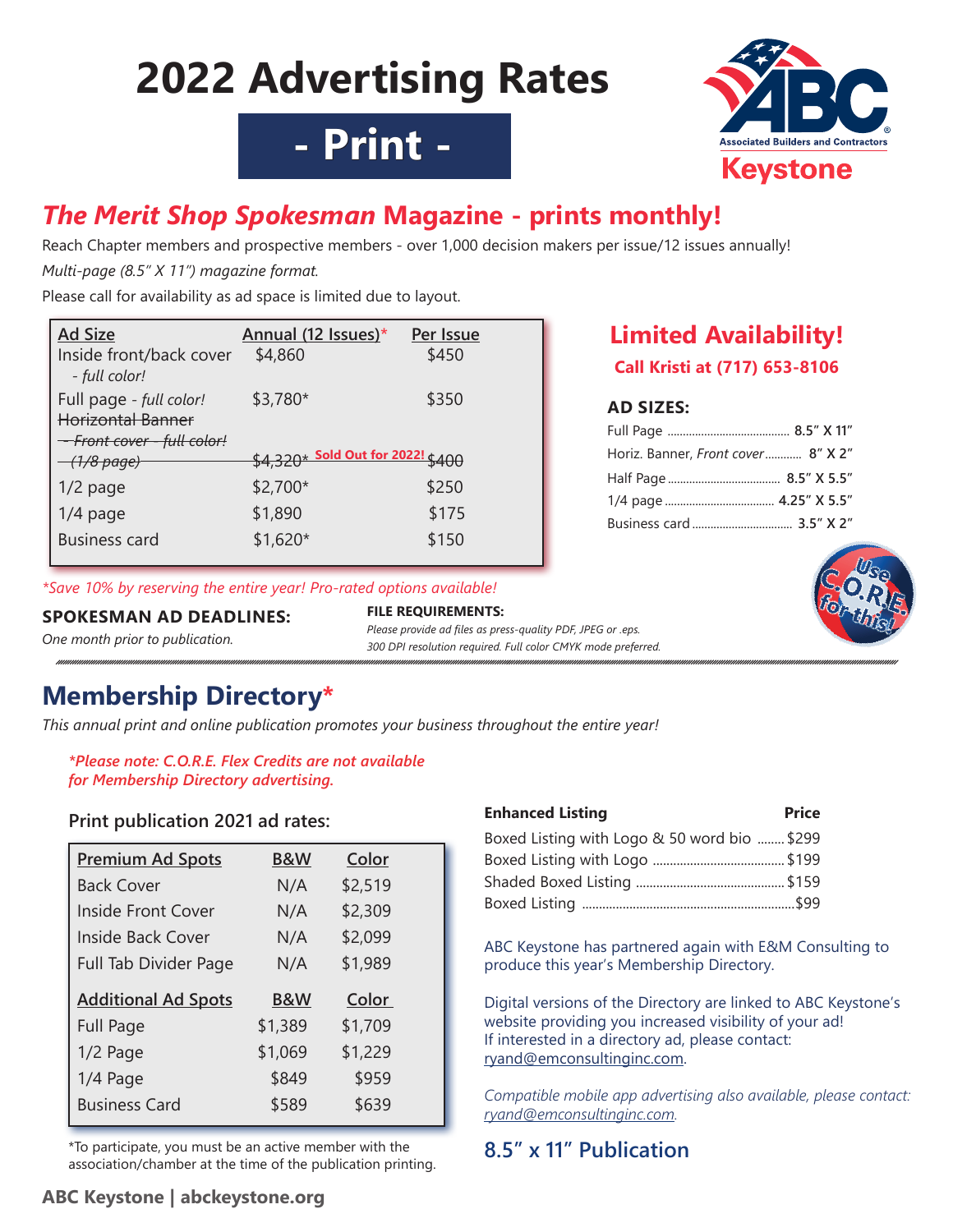# 2022 Advertising Rates

## - Print -

Associated Builders and Contractors
Keystone

## *The Merit Shop Spokesman* Magazine - prints monthly!

Reach Chapter members and prospective members - over 1,000 decision makers per issue/12 issues annually!

*Multi-page (8.5" X 11") magazine format.*

Please call for availability as ad space is limited due to layout.

| Ad Size | Annual (12 Issues)* | Per Issue |
|---|---|---|
| Inside front/back cover - *full color!* | $4,860 | $450 |
| Full page - *full color!* | $3,780* | $350 |
| ~~Horizontal Banner - Front cover - full color! (1/8 page)~~ | ~~$4,320*~~ Sold Out for 2022! | ~~$400~~ |
| 1/2 page | $2,700* | $250 |
| 1/4 page | $1,890 | $175 |
| Business card | $1,620* | $150 |

*\*Save 10% by reserving the entire year! Pro-rated options available!*

### Limited Availability!

**Call Kristi at (717) 653-8106**

**AD SIZES:**

- Full Page ........ **8.5" X 11"**
- Horiz. Banner, *Front cover* ........ **8" X 2"**
- Half Page ........ **8.5" X 5.5"**
- 1/4 page ........ **4.25" X 5.5"**
- Business card ........ **3.5" X 2"**

Use C.O.R.E. for this!

**SPOKESMAN AD DEADLINES:**

*One month prior to publication.*

**FILE REQUIREMENTS:**

*Please provide ad files as press-quality PDF, JPEG or .eps. 300 DPI resolution required. Full color CMYK mode preferred.*

## Membership Directory*

*This annual print and online publication promotes your business throughout the entire year!*

***\*Please note: C.O.R.E. Flex Credits are not available for Membership Directory advertising.***

### Print publication 2021 ad rates:

| Premium Ad Spots | B&W | Color |
|---|---|---|
| Back Cover | N/A | $2,519 |
| Inside Front Cover | N/A | $2,309 |
| Inside Back Cover | N/A | $2,099 |
| Full Tab Divider Page | N/A | $1,989 |
| **Additional Ad Spots** | **B&W** | **Color** |
| Full Page | $1,389 | $1,709 |
| 1/2 Page | $1,069 | $1,229 |
| 1/4 Page | $849 | $959 |
| Business Card | $589 | $639 |

*To participate, you must be an active member with the association/chamber at the time of the publication printing.

| Enhanced Listing | Price |
|---|---|
| Boxed Listing with Logo & 50 word bio | $299 |
| Boxed Listing with Logo | $199 |
| Shaded Boxed Listing | $159 |
| Boxed Listing | $99 |

ABC Keystone has partnered again with E&M Consulting to produce this year's Membership Directory.

Digital versions of the Directory are linked to ABC Keystone's website providing you increased visibility of your ad! If interested in a directory ad, please contact: ryand@emconsultinginc.com.

*Compatible mobile app advertising also available, please contact: ryand@emconsultinginc.com.*

### 8.5" x 11" Publication

**ABC Keystone | abckeystone.org**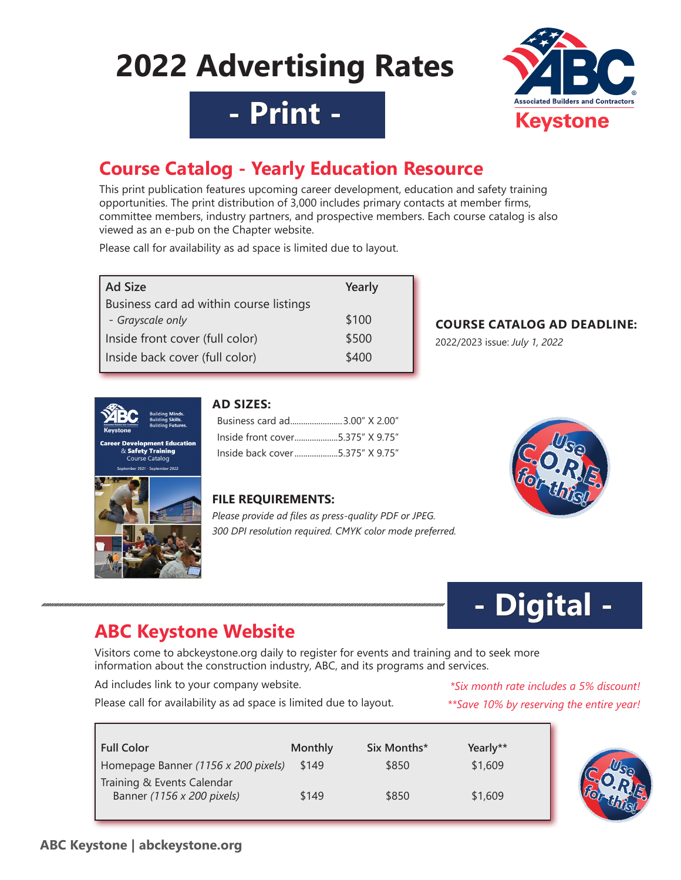# 2022 Advertising Rates

## - Print -

## Course Catalog - Yearly Education Resource

This print publication features upcoming career development, education and safety training opportunities. The print distribution of 3,000 includes primary contacts at member firms, committee members, industry partners, and prospective members. Each course catalog is also viewed as an e-pub on the Chapter website.

Please call for availability as ad space is limited due to layout.

| Ad Size | Yearly |
|---|---|
| Business card ad within course listings - *Grayscale only* | $100 |
| Inside front cover (full color) | $500 |
| Inside back cover (full color) | $400 |

**COURSE CATALOG AD DEADLINE:**

2022/2023 issue: *July 1, 2022*

**AD SIZES:**

- Business card ad........................3.00" X 2.00"
- Inside front cover....................5.375" X 9.75"
- Inside back cover....................5.375" X 9.75"

**FILE REQUIREMENTS:**

*Please provide ad files as press-quality PDF or JPEG. 300 DPI resolution required. CMYK color mode preferred.*

## - Digital -

## ABC Keystone Website

Visitors come to abckeystone.org daily to register for events and training and to seek more information about the construction industry, ABC, and its programs and services.

Ad includes link to your company website.

Please call for availability as ad space is limited due to layout.

*\*Six month rate includes a 5% discount!*

*\*\*Save 10% by reserving the entire year!*

| Full Color | Monthly | Six Months* | Yearly** |
|---|---|---|---|
| Homepage Banner *(1156 x 200 pixels)* | $149 | $850 | $1,609 |
| Training & Events Calendar Banner *(1156 x 200 pixels)* | $149 | $850 | $1,609 |

ABC Keystone | abckeystone.org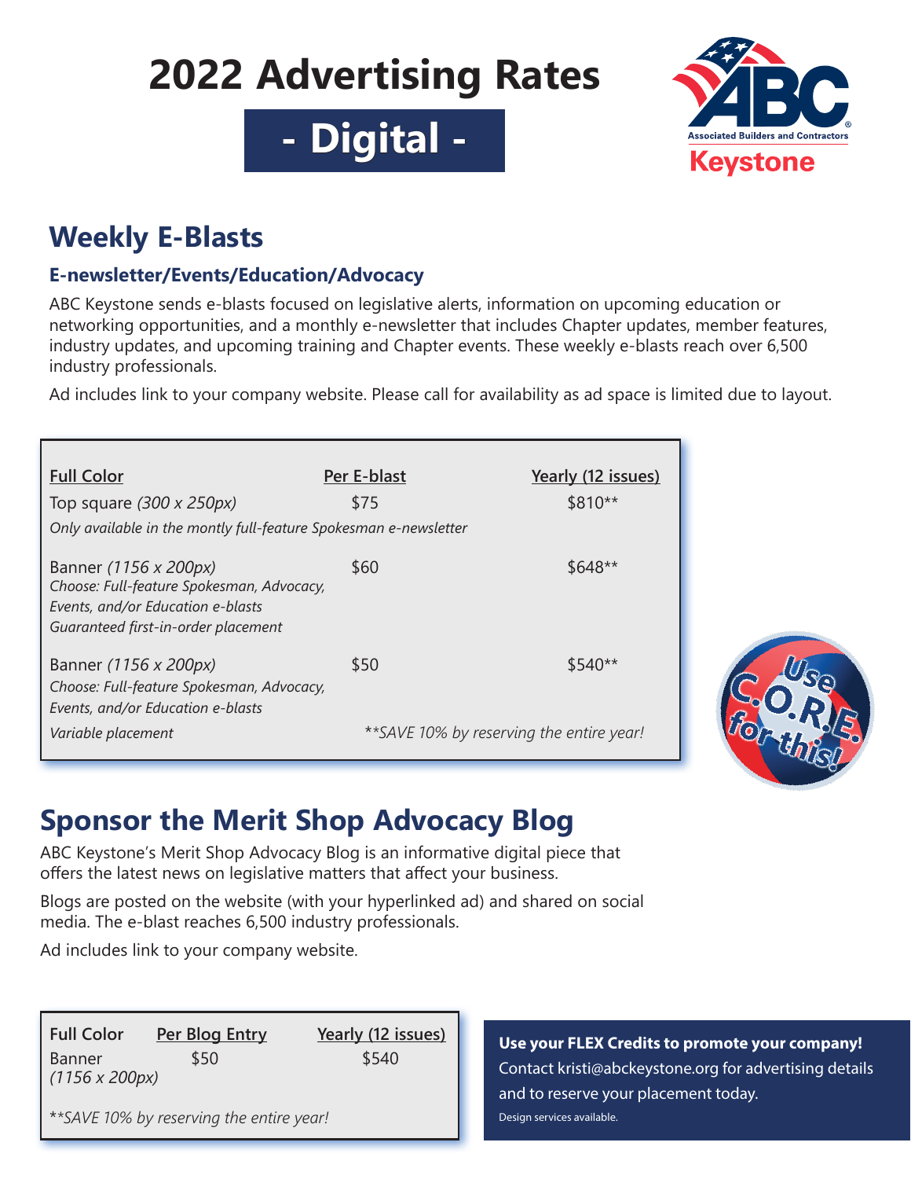# 2022 Advertising Rates

## - Digital -

Associated Builders and Contractors
Keystone

## Weekly E-Blasts

### E-newsletter/Events/Education/Advocacy

ABC Keystone sends e-blasts focused on legislative alerts, information on upcoming education or networking opportunities, and a monthly e-newsletter that includes Chapter updates, member features, industry updates, and upcoming training and Chapter events. These weekly e-blasts reach over 6,500 industry professionals.

Ad includes link to your company website. Please call for availability as ad space is limited due to layout.

| Full Color | Per E-blast | Yearly (12 issues) |
|---|---|---|
| Top square *(300 x 250px)* | $75 | $810** |
| *Only available in the montly full-feature Spokesman e-newsletter* | | |
| Banner *(1156 x 200px)*<br>*Choose: Full-feature Spokesman, Advocacy, Events, and/or Education e-blasts*<br>*Guaranteed first-in-order placement* | $60 | $648** |
| Banner *(1156 x 200px)*<br>*Choose: Full-feature Spokesman, Advocacy, Events, and/or Education e-blasts*<br>*Variable placement* | $50 | $540** |

*\*\*SAVE 10% by reserving the entire year!*

Use C.O.R.E. for this!

## Sponsor the Merit Shop Advocacy Blog

ABC Keystone's Merit Shop Advocacy Blog is an informative digital piece that offers the latest news on legislative matters that affect your business.

Blogs are posted on the website (with your hyperlinked ad) and shared on social media. The e-blast reaches 6,500 industry professionals.

Ad includes link to your company website.

| Full Color | Per Blog Entry | Yearly (12 issues) |
|---|---|---|
| Banner *(1156 x 200px)* | $50 | $540 |

*\*\*SAVE 10% by reserving the entire year!*

**Use your FLEX Credits to promote your company!**
Contact kristi@abckeystone.org for advertising details and to reserve your placement today.
Design services available.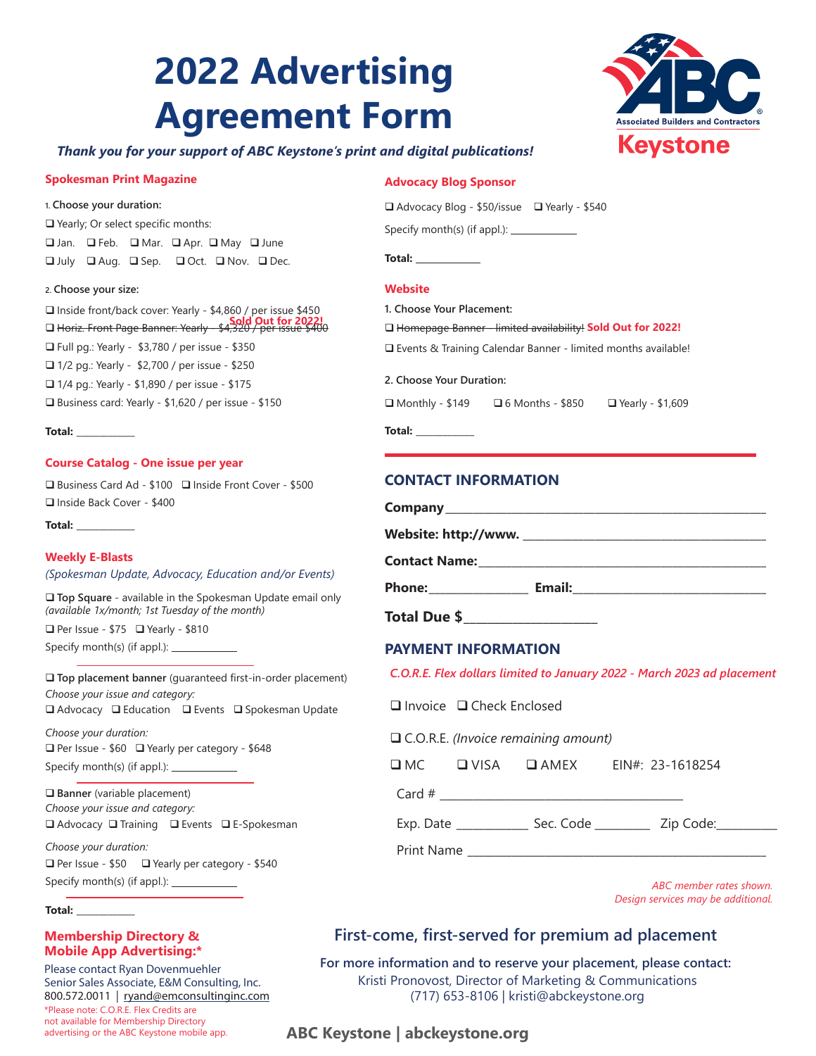# 2022 Advertising Agreement Form

***Thank you for your support of ABC Keystone's print and digital publications!***

Associated Builders and Contractors
Keystone

### Spokesman Print Magazine

1. **Choose your duration:**

❑ Yearly; Or select specific months:

❑ Jan. ❑ Feb. ❑ Mar. ❑ Apr. ❑ May ❑ June

❑ July ❑ Aug. ❑ Sep. ❑ Oct. ❑ Nov. ❑ Dec.

2. **Choose your size:**

❑ Inside front/back cover: Yearly - $4,860 / per issue $450

❑ ~~Horiz. Front Page Banner: Yearly - $4,320 / per issue $400~~ **Sold Out for 2022!**

❑ Full pg.: Yearly - $3,780 / per issue - $350

❑ 1/2 pg.: Yearly - $2,700 / per issue - $250

❑ 1/4 pg.: Yearly - $1,890 / per issue - $175

❑ Business card: Yearly - $1,620 / per issue - $150

**Total:** ___________

### Course Catalog - One issue per year

❑ Business Card Ad - $100 ❑ Inside Front Cover - $500

❑ Inside Back Cover - $400

**Total:** ___________

### Weekly E-Blasts

*(Spokesman Update, Advocacy, Education and/or Events)*

❑ **Top Square** - available in the Spokesman Update email only *(available 1x/month; 1st Tuesday of the month)*

❑ Per Issue - $75 ❑ Yearly - $810

Specify month(s) (if appl.): ___________

❑ **Top placement banner** (guaranteed first-in-order placement)

*Choose your issue and category:*

❑ Advocacy ❑ Education ❑ Events ❑ Spokesman Update

*Choose your duration:*

❑ Per Issue - $60 ❑ Yearly per category - $648

Specify month(s) (if appl.): ___________

❑ **Banner** (variable placement)

*Choose your issue and category:*

❑ Advocacy ❑ Training ❑ Events ❑ E-Spokesman

*Choose your duration:*

❑ Per Issue - $50 ❑ Yearly per category - $540

Specify month(s) (if appl.): ___________

**Total:** ___________

### Membership Directory & Mobile App Advertising:*

Please contact Ryan Dovenmuehler
Senior Sales Associate, E&M Consulting, Inc.
800.572.0011 | ryand@emconsultinginc.com

*Please note: C.O.R.E. Flex Credits are not available for Membership Directory advertising or the ABC Keystone mobile app.

### Advocacy Blog Sponsor

❑ Advocacy Blog - $50/issue ❑ Yearly - $540

Specify month(s) (if appl.): ___________

**Total:** ___________

### Website

1. **Choose Your Placement:**

❑ ~~Homepage Banner - limited availability!~~ **Sold Out for 2022!**

❑ Events & Training Calendar Banner - limited months available!

2. **Choose Your Duration:**

❑ Monthly - $149 ❑ 6 Months - $850 ❑ Yearly - $1,609

**Total:** ___________

## CONTACT INFORMATION

**Company** ______________________________

**Website: http://www.** ______________________________

**Contact Name:** ______________________________

**Phone:** _______________ **Email:** ______________________________

**Total Due $** ____________________

## PAYMENT INFORMATION

*C.O.R.E. Flex dollars limited to January 2022 - March 2023 ad placement*

❑ Invoice ❑ Check Enclosed

❑ C.O.R.E. *(Invoice remaining amount)*

❑ MC ❑ VISA ❑ AMEX EIN#: 23-1618254

Card # ______________________________

Exp. Date ___________ Sec. Code ________ Zip Code: _________

Print Name ______________________________

*ABC member rates shown.*
*Design services may be additional.*

**First-come, first-served for premium ad placement**

**For more information and to reserve your placement, please contact:**
Kristi Pronovost, Director of Marketing & Communications
(717) 653-8106 | kristi@abckeystone.org

**ABC Keystone | abckeystone.org**